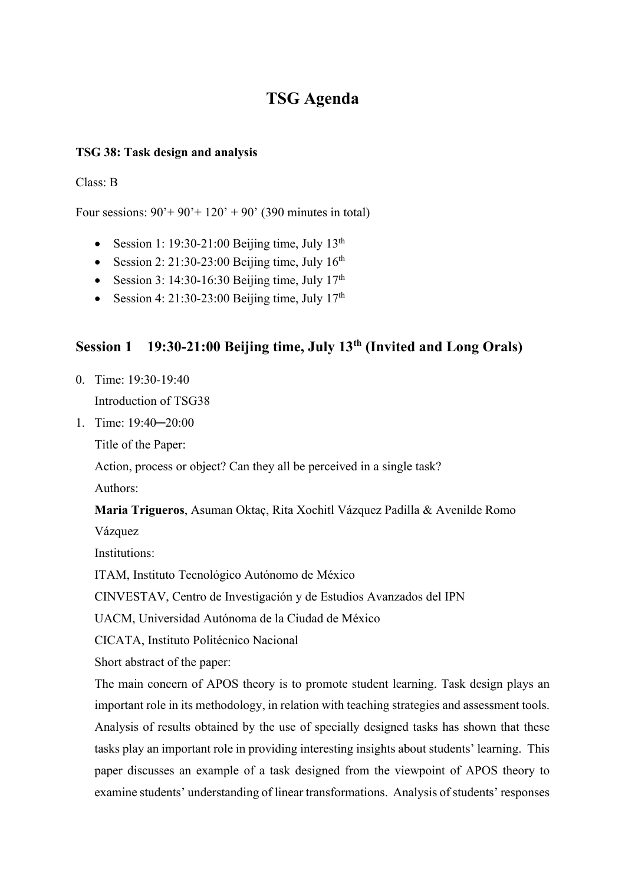# TSG Agenda

**TSG 38: Task design and analysis**

Class: B

Four sessions: 90'+ 90'+ 120' + 90' (390 minutes in total)

- Session 1: 19:30-21:00 Beijing time, July 13th
- Session 2: 21:30-23:00 Beijing time, July 16th
- Session 3: 14:30-16:30 Beijing time, July 17th
- Session 4: 21:30-23:00 Beijing time, July 17th

## Session 1 19:30-21:00 Beijing time, July 13th (Invited and Long Orals)

0. Time: 19:30-19:40

   Introduction of TSG38

1. Time: 19:40─20:00

   Title of the Paper:

   Action, process or object? Can they all be perceived in a single task?

   Authors:

   **Maria Trigueros**, Asuman Oktaç, Rita Xochitl Vázquez Padilla & Avenilde Romo Vázquez

   Institutions:

   ITAM, Instituto Tecnológico Autónomo de México

   CINVESTAV, Centro de Investigación y de Estudios Avanzados del IPN

   UACM, Universidad Autónoma de la Ciudad de México

   CICATA, Instituto Politécnico Nacional

   Short abstract of the paper:

   The main concern of APOS theory is to promote student learning. Task design plays an important role in its methodology, in relation with teaching strategies and assessment tools. Analysis of results obtained by the use of specially designed tasks has shown that these tasks play an important role in providing interesting insights about students' learning. This paper discusses an example of a task designed from the viewpoint of APOS theory to examine students' understanding of linear transformations. Analysis of students' responses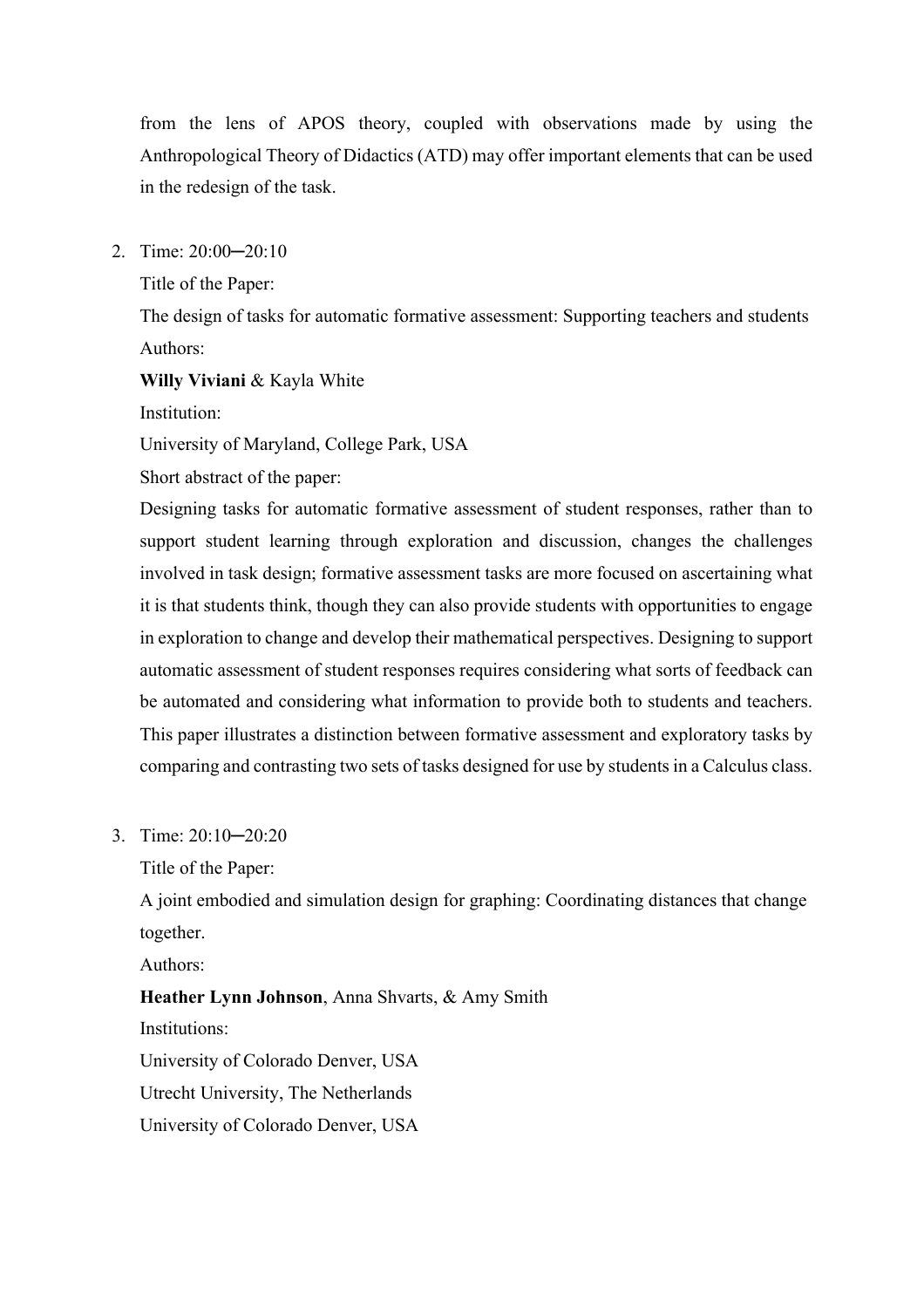from the lens of APOS theory, coupled with observations made by using the Anthropological Theory of Didactics (ATD) may offer important elements that can be used in the redesign of the task.

2. Time: 20:00─20:10

   Title of the Paper:

   The design of tasks for automatic formative assessment: Supporting teachers and students

   Authors:

   **Willy Viviani** & Kayla White

   Institution:

   University of Maryland, College Park, USA

   Short abstract of the paper:

   Designing tasks for automatic formative assessment of student responses, rather than to support student learning through exploration and discussion, changes the challenges involved in task design; formative assessment tasks are more focused on ascertaining what it is that students think, though they can also provide students with opportunities to engage in exploration to change and develop their mathematical perspectives. Designing to support automatic assessment of student responses requires considering what sorts of feedback can be automated and considering what information to provide both to students and teachers. This paper illustrates a distinction between formative assessment and exploratory tasks by comparing and contrasting two sets of tasks designed for use by students in a Calculus class.

3. Time: 20:10─20:20

   Title of the Paper:

   A joint embodied and simulation design for graphing: Coordinating distances that change together.

   Authors:

   **Heather Lynn Johnson**, Anna Shvarts, & Amy Smith

   Institutions:

   University of Colorado Denver, USA

   Utrecht University, The Netherlands

   University of Colorado Denver, USA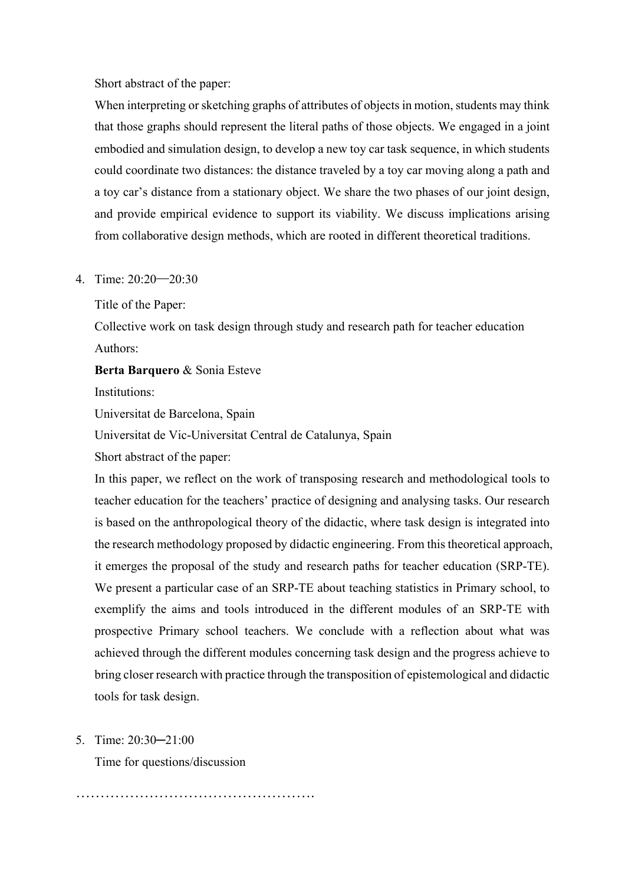Short abstract of the paper:

When interpreting or sketching graphs of attributes of objects in motion, students may think that those graphs should represent the literal paths of those objects. We engaged in a joint embodied and simulation design, to develop a new toy car task sequence, in which students could coordinate two distances: the distance traveled by a toy car moving along a path and a toy car's distance from a stationary object. We share the two phases of our joint design, and provide empirical evidence to support its viability. We discuss implications arising from collaborative design methods, which are rooted in different theoretical traditions.

4. Time: 20:20—20:30

   Title of the Paper:

   Collective work on task design through study and research path for teacher education

   Authors:

   **Berta Barquero** & Sonia Esteve

   Institutions:

   Universitat de Barcelona, Spain

   Universitat de Vic-Universitat Central de Catalunya, Spain

   Short abstract of the paper:

   In this paper, we reflect on the work of transposing research and methodological tools to teacher education for the teachers' practice of designing and analysing tasks. Our research is based on the anthropological theory of the didactic, where task design is integrated into the research methodology proposed by didactic engineering. From this theoretical approach, it emerges the proposal of the study and research paths for teacher education (SRP-TE). We present a particular case of an SRP-TE about teaching statistics in Primary school, to exemplify the aims and tools introduced in the different modules of an SRP-TE with prospective Primary school teachers. We conclude with a reflection about what was achieved through the different modules concerning task design and the progress achieve to bring closer research with practice through the transposition of epistemological and didactic tools for task design.

5. Time: 20:30─21:00

   Time for questions/discussion

…………………………………………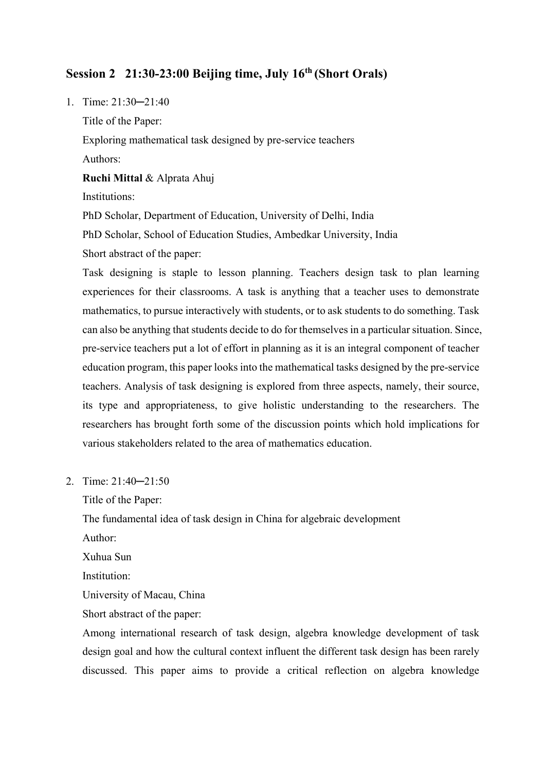## Session 2 21:30-23:00 Beijing time, July 16th (Short Orals)

1. Time: 21:30─21:40

   Title of the Paper:

   Exploring mathematical task designed by pre-service teachers

   Authors:

   **Ruchi Mittal** & Alprata Ahuj

   Institutions:

   PhD Scholar, Department of Education, University of Delhi, India

   PhD Scholar, School of Education Studies, Ambedkar University, India

   Short abstract of the paper:

   Task designing is staple to lesson planning. Teachers design task to plan learning experiences for their classrooms. A task is anything that a teacher uses to demonstrate mathematics, to pursue interactively with students, or to ask students to do something. Task can also be anything that students decide to do for themselves in a particular situation. Since, pre-service teachers put a lot of effort in planning as it is an integral component of teacher education program, this paper looks into the mathematical tasks designed by the pre-service teachers. Analysis of task designing is explored from three aspects, namely, their source, its type and appropriateness, to give holistic understanding to the researchers. The researchers has brought forth some of the discussion points which hold implications for various stakeholders related to the area of mathematics education.

2. Time: 21:40─21:50

   Title of the Paper:

   The fundamental idea of task design in China for algebraic development

   Author:

   Xuhua Sun

   Institution:

   University of Macau, China

   Short abstract of the paper:

   Among international research of task design, algebra knowledge development of task design goal and how the cultural context influent the different task design has been rarely discussed. This paper aims to provide a critical reflection on algebra knowledge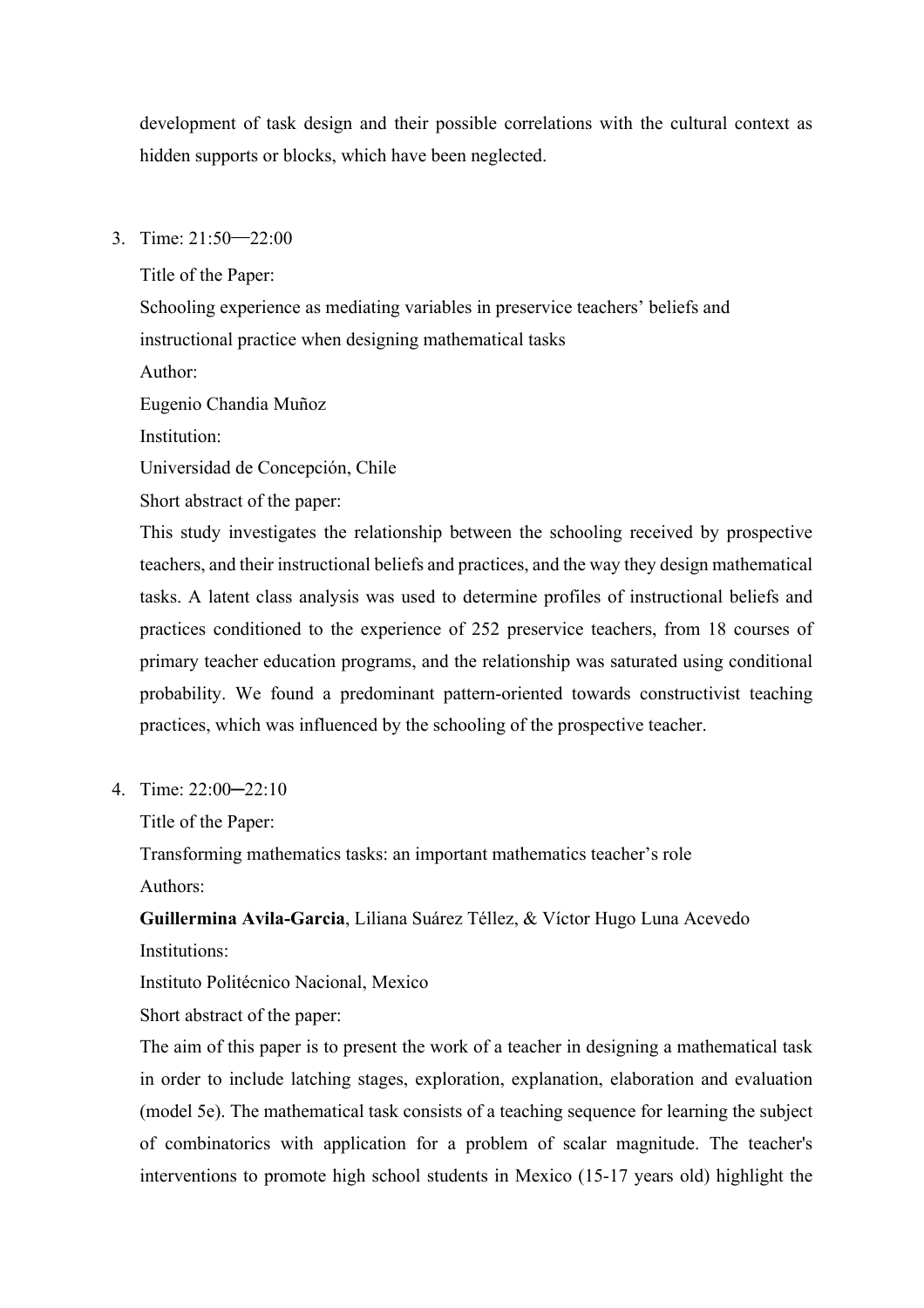development of task design and their possible correlations with the cultural context as hidden supports or blocks, which have been neglected.

3. Time: 21:50—22:00

   Title of the Paper:

   Schooling experience as mediating variables in preservice teachers' beliefs and instructional practice when designing mathematical tasks

   Author:

   Eugenio Chandia Muñoz

   Institution:

   Universidad de Concepción, Chile

   Short abstract of the paper:

   This study investigates the relationship between the schooling received by prospective teachers, and their instructional beliefs and practices, and the way they design mathematical tasks. A latent class analysis was used to determine profiles of instructional beliefs and practices conditioned to the experience of 252 preservice teachers, from 18 courses of primary teacher education programs, and the relationship was saturated using conditional probability. We found a predominant pattern-oriented towards constructivist teaching practices, which was influenced by the schooling of the prospective teacher.

4. Time: 22:00—22:10

   Title of the Paper:

   Transforming mathematics tasks: an important mathematics teacher's role

   Authors:

   **Guillermina Avila-Garcia**, Liliana Suárez Téllez, & Víctor Hugo Luna Acevedo

   Institutions:

   Instituto Politécnico Nacional, Mexico

   Short abstract of the paper:

   The aim of this paper is to present the work of a teacher in designing a mathematical task in order to include latching stages, exploration, explanation, elaboration and evaluation (model 5e). The mathematical task consists of a teaching sequence for learning the subject of combinatorics with application for a problem of scalar magnitude. The teacher's interventions to promote high school students in Mexico (15-17 years old) highlight the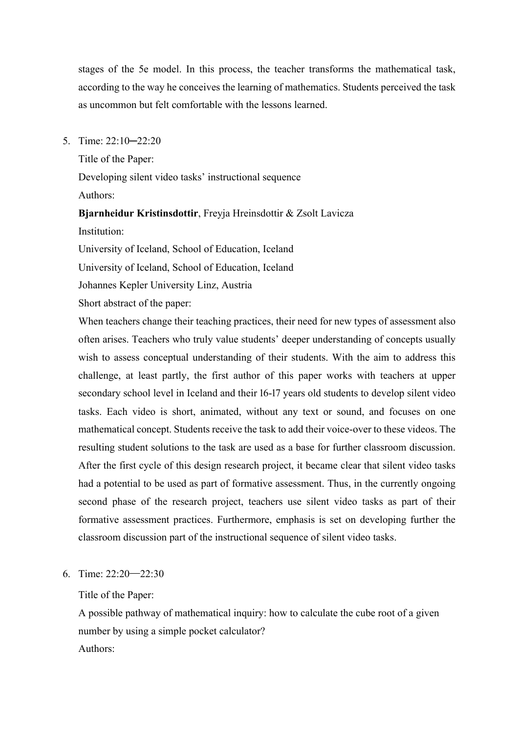stages of the 5e model. In this process, the teacher transforms the mathematical task, according to the way he conceives the learning of mathematics. Students perceived the task as uncommon but felt comfortable with the lessons learned.

5. Time: 22:10─22:20

   Title of the Paper:

   Developing silent video tasks' instructional sequence

   Authors:

   **Bjarnheidur Kristinsdottir**, Freyja Hreinsdottir & Zsolt Lavicza

   Institution:

   University of Iceland, School of Education, Iceland

   University of Iceland, School of Education, Iceland

   Johannes Kepler University Linz, Austria

   Short abstract of the paper:

   When teachers change their teaching practices, their need for new types of assessment also often arises. Teachers who truly value students' deeper understanding of concepts usually wish to assess conceptual understanding of their students. With the aim to address this challenge, at least partly, the first author of this paper works with teachers at upper secondary school level in Iceland and their 16-17 years old students to develop silent video tasks. Each video is short, animated, without any text or sound, and focuses on one mathematical concept. Students receive the task to add their voice-over to these videos. The resulting student solutions to the task are used as a base for further classroom discussion. After the first cycle of this design research project, it became clear that silent video tasks had a potential to be used as part of formative assessment. Thus, in the currently ongoing second phase of the research project, teachers use silent video tasks as part of their formative assessment practices. Furthermore, emphasis is set on developing further the classroom discussion part of the instructional sequence of silent video tasks.

6. Time: 22:20─22:30

   Title of the Paper:

   A possible pathway of mathematical inquiry: how to calculate the cube root of a given number by using a simple pocket calculator?

   Authors: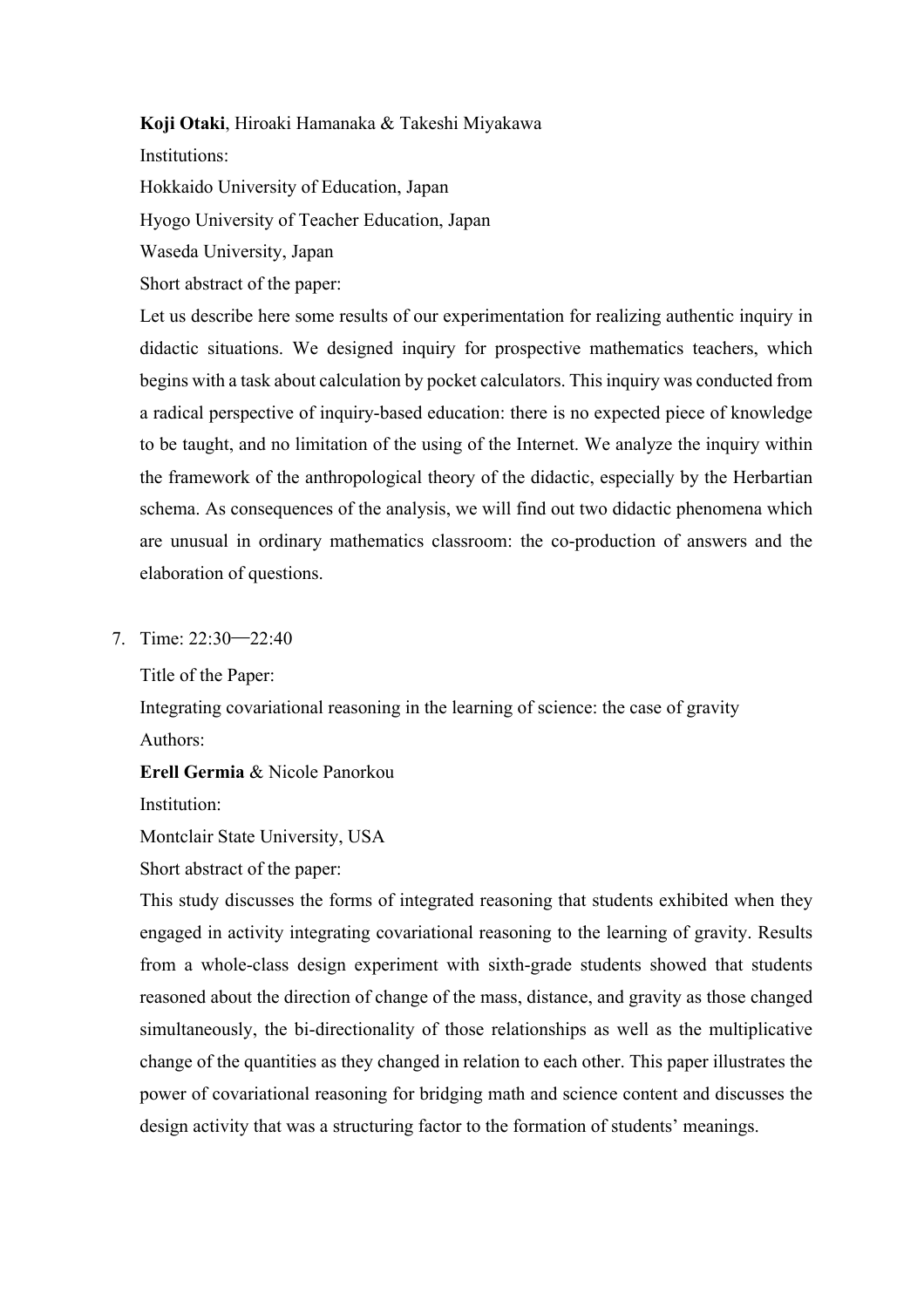**Koji Otaki**, Hiroaki Hamanaka & Takeshi Miyakawa

Institutions:

Hokkaido University of Education, Japan

Hyogo University of Teacher Education, Japan

Waseda University, Japan

Short abstract of the paper:

Let us describe here some results of our experimentation for realizing authentic inquiry in didactic situations. We designed inquiry for prospective mathematics teachers, which begins with a task about calculation by pocket calculators. This inquiry was conducted from a radical perspective of inquiry-based education: there is no expected piece of knowledge to be taught, and no limitation of the using of the Internet. We analyze the inquiry within the framework of the anthropological theory of the didactic, especially by the Herbartian schema. As consequences of the analysis, we will find out two didactic phenomena which are unusual in ordinary mathematics classroom: the co-production of answers and the elaboration of questions.

7. Time: 22:30—22:40

   Title of the Paper:

   Integrating covariational reasoning in the learning of science: the case of gravity

   Authors:

   **Erell Germia** & Nicole Panorkou

   Institution:

   Montclair State University, USA

   Short abstract of the paper:

   This study discusses the forms of integrated reasoning that students exhibited when they engaged in activity integrating covariational reasoning to the learning of gravity. Results from a whole-class design experiment with sixth-grade students showed that students reasoned about the direction of change of the mass, distance, and gravity as those changed simultaneously, the bi-directionality of those relationships as well as the multiplicative change of the quantities as they changed in relation to each other. This paper illustrates the power of covariational reasoning for bridging math and science content and discusses the design activity that was a structuring factor to the formation of students' meanings.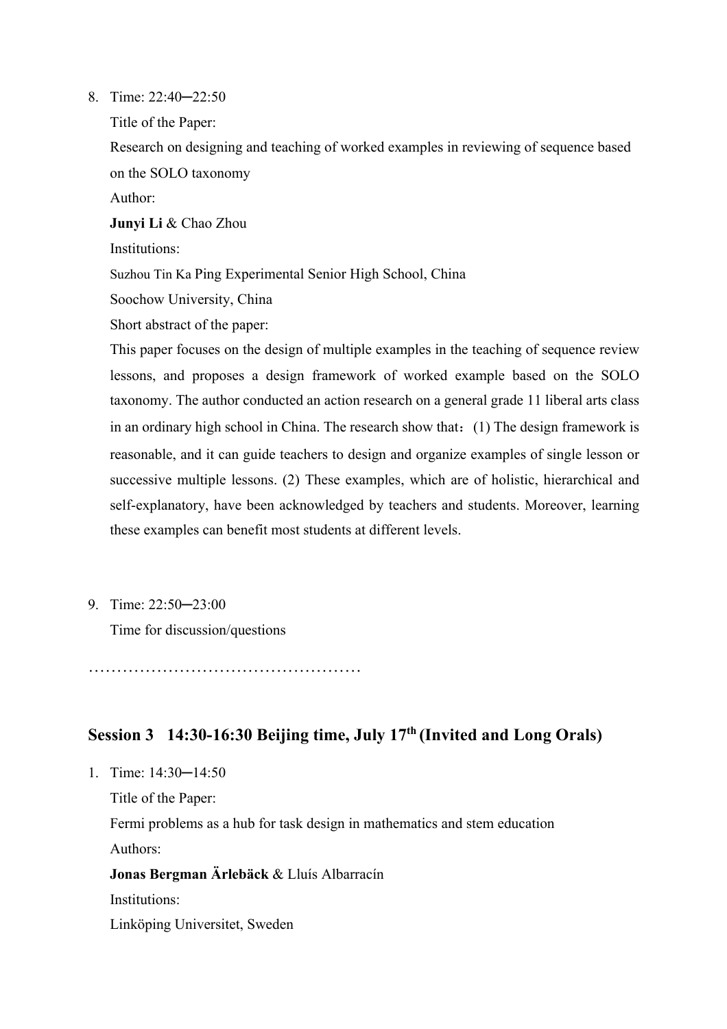8. Time: 22:40─22:50

   Title of the Paper:

   Research on designing and teaching of worked examples in reviewing of sequence based on the SOLO taxonomy

   Author:

   **Junyi Li** & Chao Zhou

   Institutions:

   Suzhou Tin Ka Ping Experimental Senior High School, China

   Soochow University, China

   Short abstract of the paper:

   This paper focuses on the design of multiple examples in the teaching of sequence review lessons, and proposes a design framework of worked example based on the SOLO taxonomy. The author conducted an action research on a general grade 11 liberal arts class in an ordinary high school in China. The research show that：(1) The design framework is reasonable, and it can guide teachers to design and organize examples of single lesson or successive multiple lessons. (2) These examples, which are of holistic, hierarchical and self-explanatory, have been acknowledged by teachers and students. Moreover, learning these examples can benefit most students at different levels.

9. Time: 22:50─23:00

   Time for discussion/questions

…………………………………………

## Session 3 14:30-16:30 Beijing time, July 17th (Invited and Long Orals)

1. Time: 14:30─14:50

   Title of the Paper:

   Fermi problems as a hub for task design in mathematics and stem education

   Authors:

   **Jonas Bergman Ärlebäck** & Lluís Albarracín

   Institutions:

   Linköping Universitet, Sweden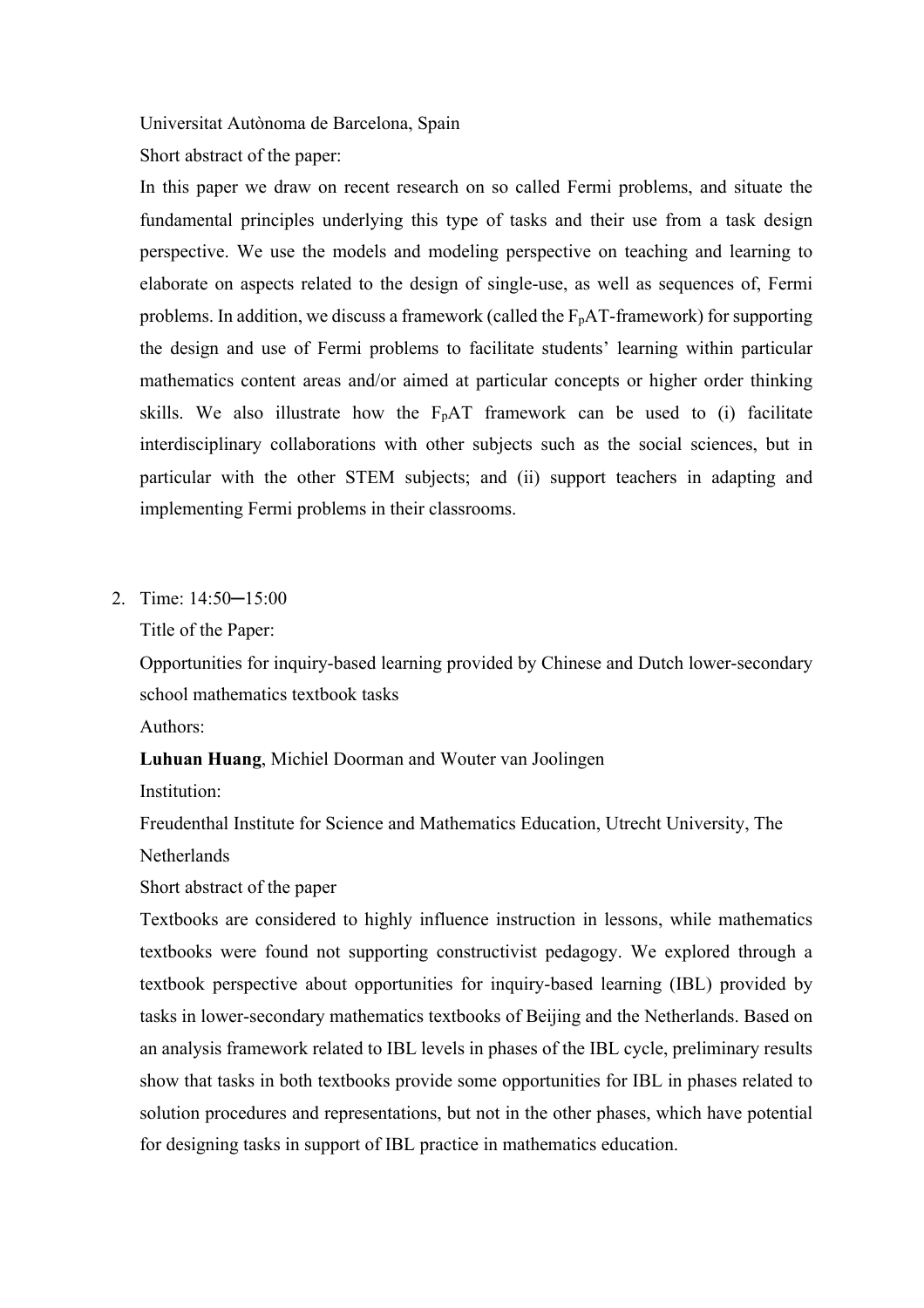Universitat Autònoma de Barcelona, Spain

Short abstract of the paper:

In this paper we draw on recent research on so called Fermi problems, and situate the fundamental principles underlying this type of tasks and their use from a task design perspective. We use the models and modeling perspective on teaching and learning to elaborate on aspects related to the design of single-use, as well as sequences of, Fermi problems. In addition, we discuss a framework (called the $F_pAT$-framework) for supporting the design and use of Fermi problems to facilitate students' learning within particular mathematics content areas and/or aimed at particular concepts or higher order thinking skills. We also illustrate how the $F_pAT$ framework can be used to (i) facilitate interdisciplinary collaborations with other subjects such as the social sciences, but in particular with the other STEM subjects; and (ii) support teachers in adapting and implementing Fermi problems in their classrooms.

2. Time: 14:50─15:00

   Title of the Paper:

   Opportunities for inquiry-based learning provided by Chinese and Dutch lower-secondary school mathematics textbook tasks

   Authors:

   **Luhuan Huang**, Michiel Doorman and Wouter van Joolingen

   Institution:

   Freudenthal Institute for Science and Mathematics Education, Utrecht University, The Netherlands

   Short abstract of the paper

   Textbooks are considered to highly influence instruction in lessons, while mathematics textbooks were found not supporting constructivist pedagogy. We explored through a textbook perspective about opportunities for inquiry-based learning (IBL) provided by tasks in lower-secondary mathematics textbooks of Beijing and the Netherlands. Based on an analysis framework related to IBL levels in phases of the IBL cycle, preliminary results show that tasks in both textbooks provide some opportunities for IBL in phases related to solution procedures and representations, but not in the other phases, which have potential for designing tasks in support of IBL practice in mathematics education.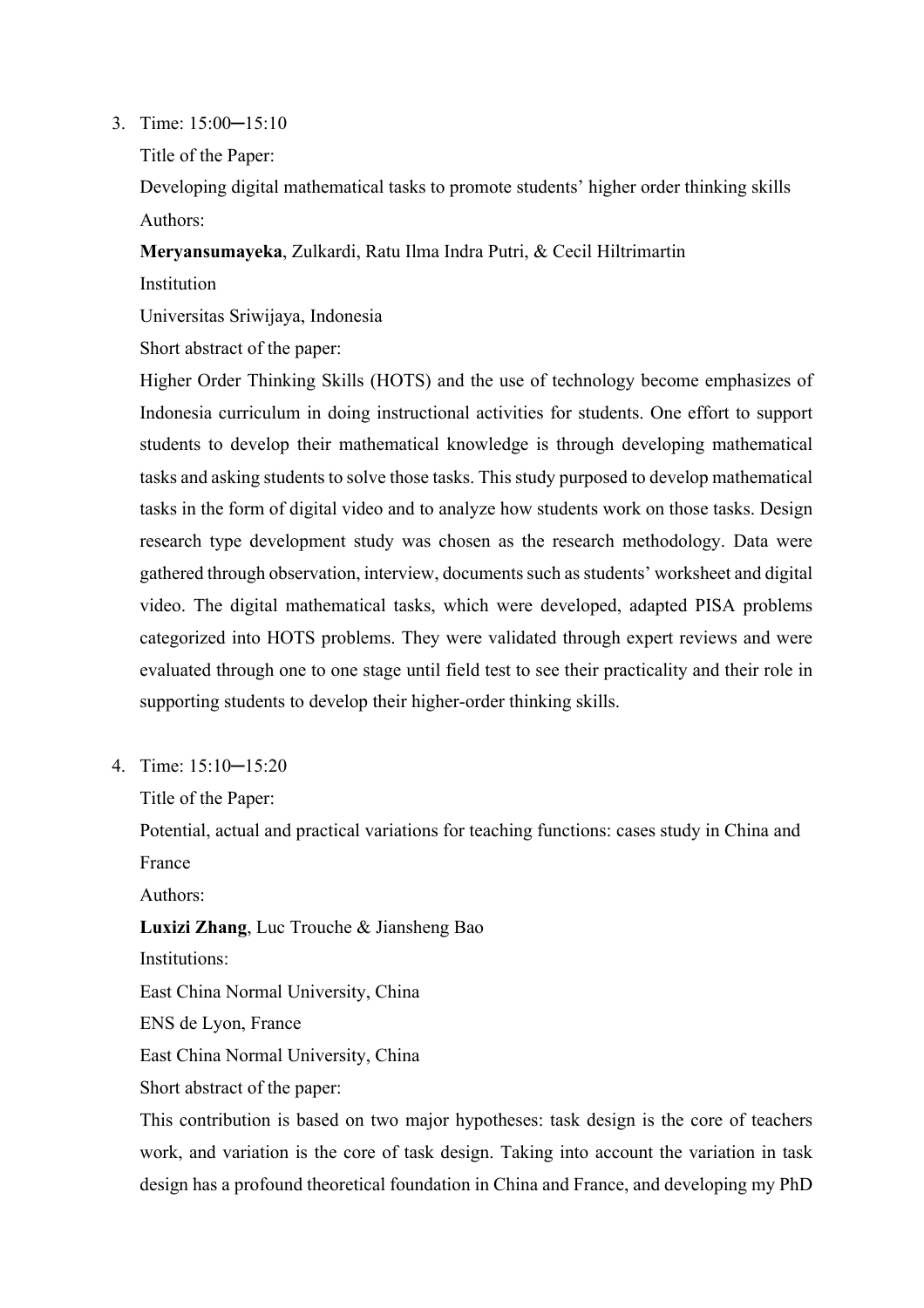3. Time: 15:00─15:10

   Title of the Paper:

   Developing digital mathematical tasks to promote students' higher order thinking skills

   Authors:

   **Meryansumayeka**, Zulkardi, Ratu Ilma Indra Putri, & Cecil Hiltrimartin

   Institution

   Universitas Sriwijaya, Indonesia

   Short abstract of the paper:

   Higher Order Thinking Skills (HOTS) and the use of technology become emphasizes of Indonesia curriculum in doing instructional activities for students. One effort to support students to develop their mathematical knowledge is through developing mathematical tasks and asking students to solve those tasks. This study purposed to develop mathematical tasks in the form of digital video and to analyze how students work on those tasks. Design research type development study was chosen as the research methodology. Data were gathered through observation, interview, documents such as students' worksheet and digital video. The digital mathematical tasks, which were developed, adapted PISA problems categorized into HOTS problems. They were validated through expert reviews and were evaluated through one to one stage until field test to see their practicality and their role in supporting students to develop their higher-order thinking skills.

4. Time: 15:10─15:20

   Title of the Paper:

   Potential, actual and practical variations for teaching functions: cases study in China and France

   Authors:

   **Luxizi Zhang**, Luc Trouche & Jiansheng Bao

   Institutions:

   East China Normal University, China

   ENS de Lyon, France

   East China Normal University, China

   Short abstract of the paper:

   This contribution is based on two major hypotheses: task design is the core of teachers work, and variation is the core of task design. Taking into account the variation in task design has a profound theoretical foundation in China and France, and developing my PhD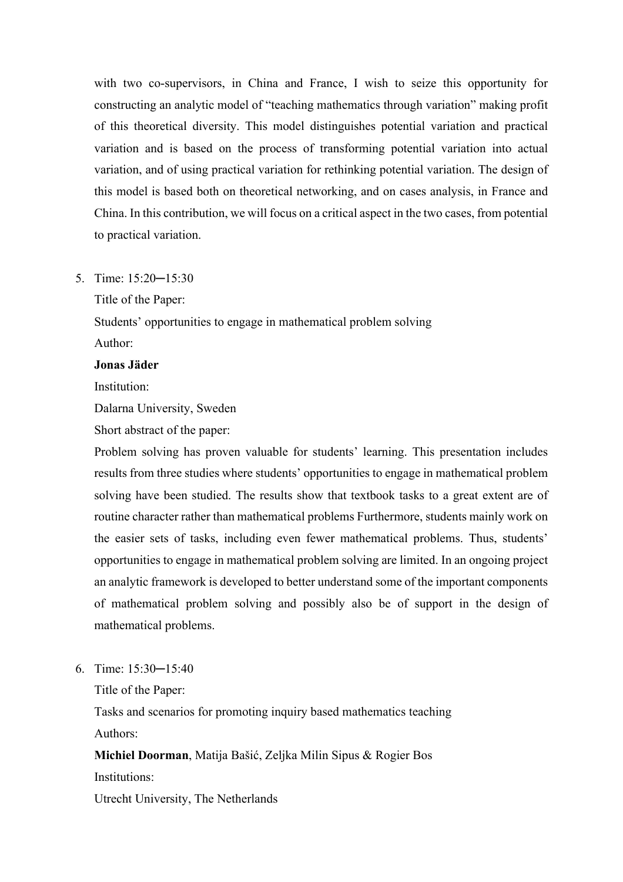with two co-supervisors, in China and France, I wish to seize this opportunity for constructing an analytic model of "teaching mathematics through variation" making profit of this theoretical diversity. This model distinguishes potential variation and practical variation and is based on the process of transforming potential variation into actual variation, and of using practical variation for rethinking potential variation. The design of this model is based both on theoretical networking, and on cases analysis, in France and China. In this contribution, we will focus on a critical aspect in the two cases, from potential to practical variation.

5. Time: 15:20─15:30

   Title of the Paper:

   Students' opportunities to engage in mathematical problem solving

   Author:

   **Jonas Jäder**

   Institution:

   Dalarna University, Sweden

   Short abstract of the paper:

   Problem solving has proven valuable for students' learning. This presentation includes results from three studies where students' opportunities to engage in mathematical problem solving have been studied. The results show that textbook tasks to a great extent are of routine character rather than mathematical problems Furthermore, students mainly work on the easier sets of tasks, including even fewer mathematical problems. Thus, students' opportunities to engage in mathematical problem solving are limited. In an ongoing project an analytic framework is developed to better understand some of the important components of mathematical problem solving and possibly also be of support in the design of mathematical problems.

6. Time: 15:30─15:40

   Title of the Paper:

   Tasks and scenarios for promoting inquiry based mathematics teaching

   Authors:

   **Michiel Doorman**, Matija Bašić, Zeljka Milin Sipus & Rogier Bos

   Institutions:

   Utrecht University, The Netherlands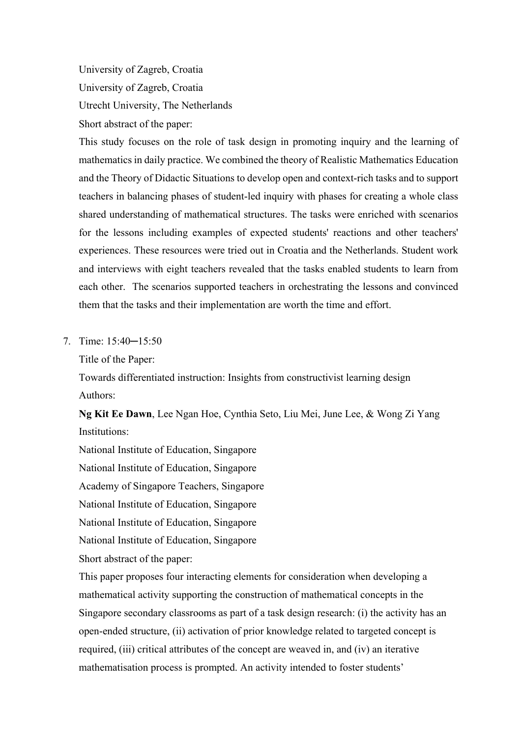University of Zagreb, Croatia

University of Zagreb, Croatia

Utrecht University, The Netherlands

Short abstract of the paper:

This study focuses on the role of task design in promoting inquiry and the learning of mathematics in daily practice. We combined the theory of Realistic Mathematics Education and the Theory of Didactic Situations to develop open and context-rich tasks and to support teachers in balancing phases of student-led inquiry with phases for creating a whole class shared understanding of mathematical structures. The tasks were enriched with scenarios for the lessons including examples of expected students' reactions and other teachers' experiences. These resources were tried out in Croatia and the Netherlands. Student work and interviews with eight teachers revealed that the tasks enabled students to learn from each other. The scenarios supported teachers in orchestrating the lessons and convinced them that the tasks and their implementation are worth the time and effort.

7. Time: 15:40─15:50

   Title of the Paper:

   Towards differentiated instruction: Insights from constructivist learning design

   Authors:

   **Ng Kit Ee Dawn**, Lee Ngan Hoe, Cynthia Seto, Liu Mei, June Lee, & Wong Zi Yang

   Institutions:

   National Institute of Education, Singapore

   National Institute of Education, Singapore

   Academy of Singapore Teachers, Singapore

   National Institute of Education, Singapore

   National Institute of Education, Singapore

   National Institute of Education, Singapore

   Short abstract of the paper:

   This paper proposes four interacting elements for consideration when developing a mathematical activity supporting the construction of mathematical concepts in the Singapore secondary classrooms as part of a task design research: (i) the activity has an open-ended structure, (ii) activation of prior knowledge related to targeted concept is required, (iii) critical attributes of the concept are weaved in, and (iv) an iterative mathematisation process is prompted. An activity intended to foster students'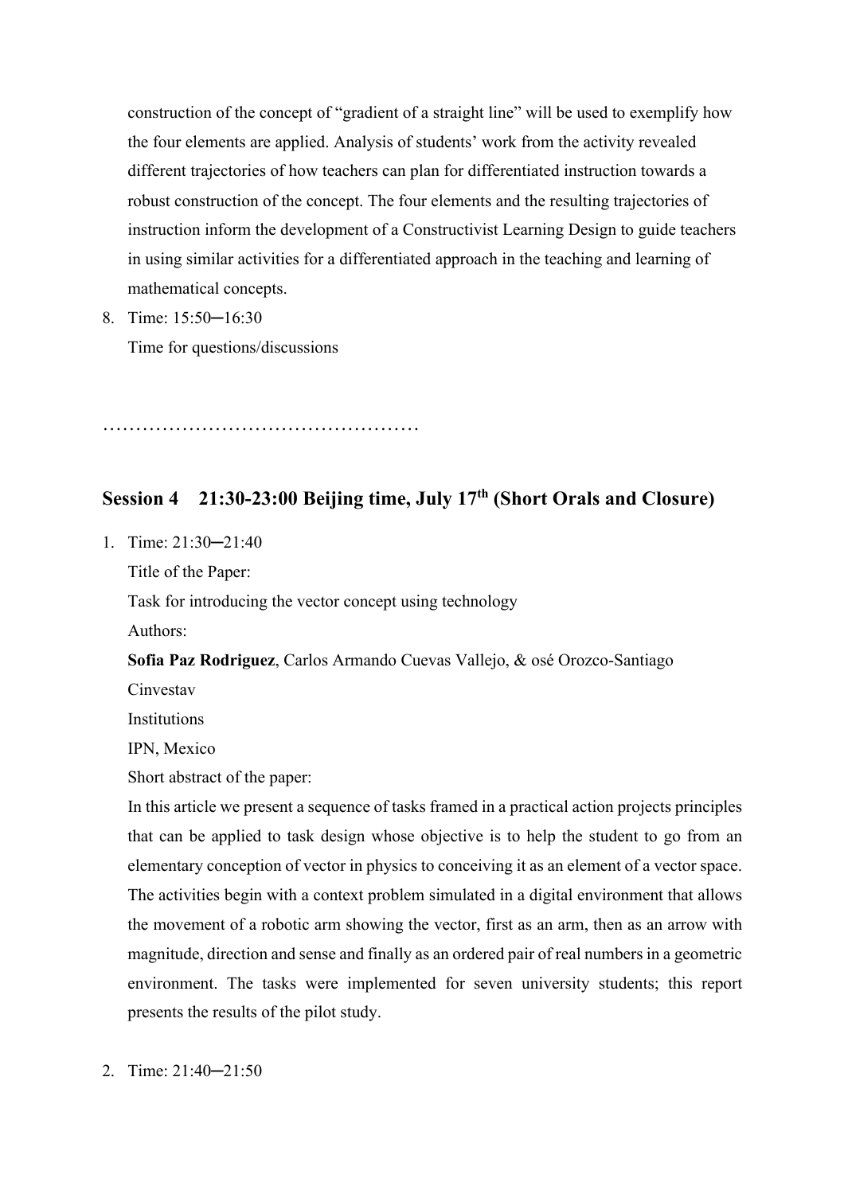construction of the concept of "gradient of a straight line" will be used to exemplify how the four elements are applied. Analysis of students' work from the activity revealed different trajectories of how teachers can plan for differentiated instruction towards a robust construction of the concept. The four elements and the resulting trajectories of instruction inform the development of a Constructivist Learning Design to guide teachers in using similar activities for a differentiated approach in the teaching and learning of mathematical concepts.

8. Time: 15:50─16:30

   Time for questions/discussions

…………………………………………

## Session 4 21:30-23:00 Beijing time, July 17th (Short Orals and Closure)

1. Time: 21:30─21:40

   Title of the Paper:

   Task for introducing the vector concept using technology

   Authors:

   **Sofia Paz Rodriguez**, Carlos Armando Cuevas Vallejo, & osé Orozco-Santiago

   Cinvestav

   Institutions

   IPN, Mexico

   Short abstract of the paper:

   In this article we present a sequence of tasks framed in a practical action projects principles that can be applied to task design whose objective is to help the student to go from an elementary conception of vector in physics to conceiving it as an element of a vector space. The activities begin with a context problem simulated in a digital environment that allows the movement of a robotic arm showing the vector, first as an arm, then as an arrow with magnitude, direction and sense and finally as an ordered pair of real numbers in a geometric environment. The tasks were implemented for seven university students; this report presents the results of the pilot study.

2. Time: 21:40─21:50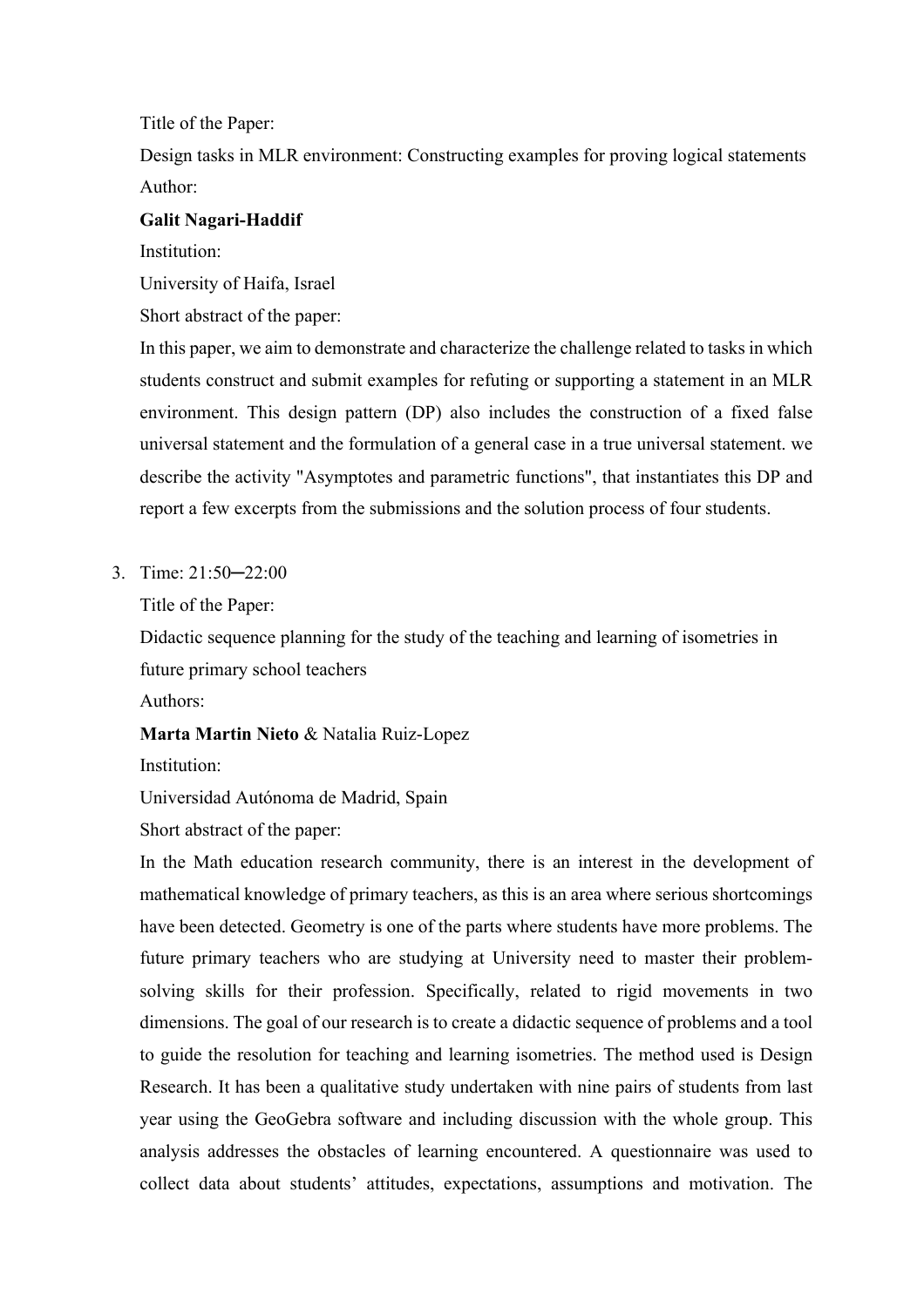Title of the Paper:

Design tasks in MLR environment: Constructing examples for proving logical statements

Author:

**Galit Nagari-Haddif**

Institution:

University of Haifa, Israel

Short abstract of the paper:

In this paper, we aim to demonstrate and characterize the challenge related to tasks in which students construct and submit examples for refuting or supporting a statement in an MLR environment. This design pattern (DP) also includes the construction of a fixed false universal statement and the formulation of a general case in a true universal statement. we describe the activity "Asymptotes and parametric functions", that instantiates this DP and report a few excerpts from the submissions and the solution process of four students.

3. Time: 21:50─22:00

   Title of the Paper:

   Didactic sequence planning for the study of the teaching and learning of isometries in future primary school teachers

   Authors:

   **Marta Martin Nieto** & Natalia Ruiz-Lopez

   Institution:

   Universidad Autónoma de Madrid, Spain

   Short abstract of the paper:

   In the Math education research community, there is an interest in the development of mathematical knowledge of primary teachers, as this is an area where serious shortcomings have been detected. Geometry is one of the parts where students have more problems. The future primary teachers who are studying at University need to master their problem-solving skills for their profession. Specifically, related to rigid movements in two dimensions. The goal of our research is to create a didactic sequence of problems and a tool to guide the resolution for teaching and learning isometries. The method used is Design Research. It has been a qualitative study undertaken with nine pairs of students from last year using the GeoGebra software and including discussion with the whole group. This analysis addresses the obstacles of learning encountered. A questionnaire was used to collect data about students' attitudes, expectations, assumptions and motivation. The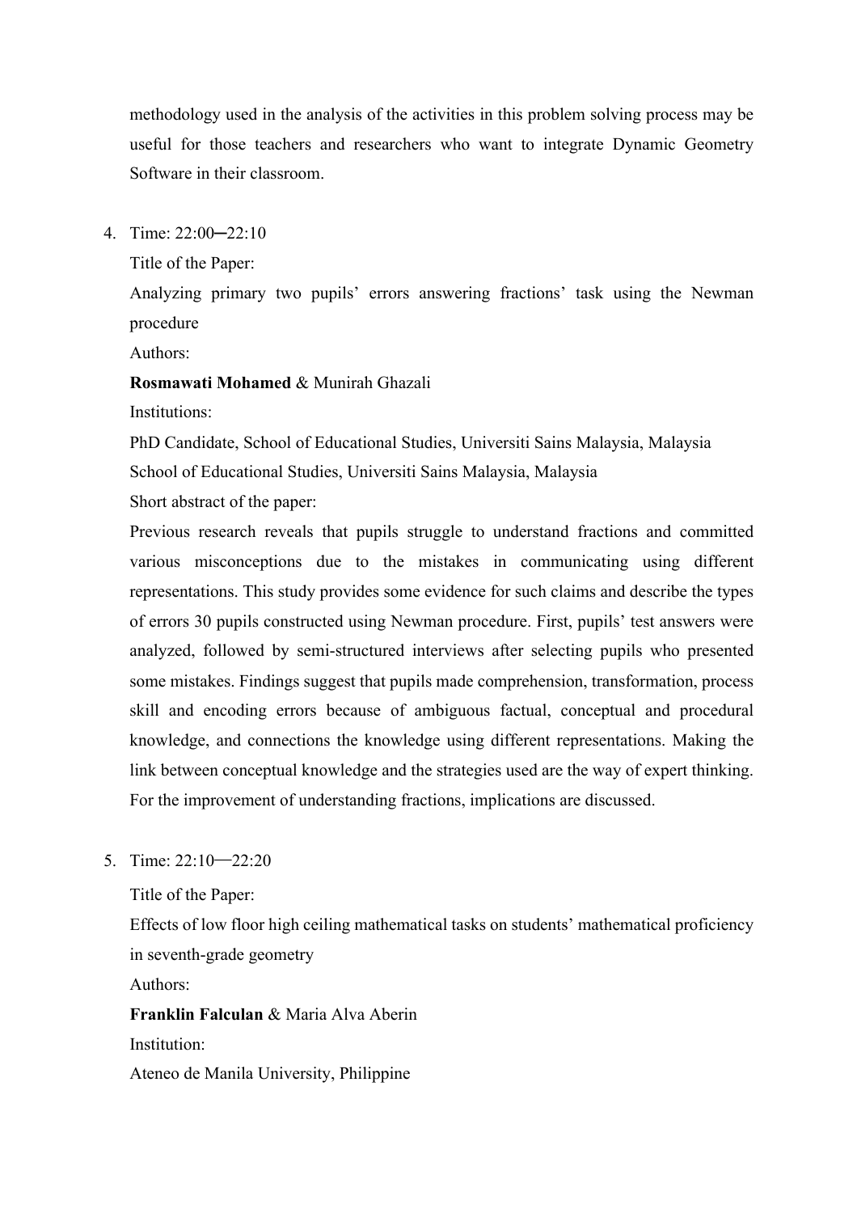methodology used in the analysis of the activities in this problem solving process may be useful for those teachers and researchers who want to integrate Dynamic Geometry Software in their classroom.

4. Time: 22:00─22:10

   Title of the Paper:

   Analyzing primary two pupils' errors answering fractions' task using the Newman procedure

   Authors:

   **Rosmawati Mohamed** & Munirah Ghazali

   Institutions:

   PhD Candidate, School of Educational Studies, Universiti Sains Malaysia, Malaysia

   School of Educational Studies, Universiti Sains Malaysia, Malaysia

   Short abstract of the paper:

   Previous research reveals that pupils struggle to understand fractions and committed various misconceptions due to the mistakes in communicating using different representations. This study provides some evidence for such claims and describe the types of errors 30 pupils constructed using Newman procedure. First, pupils' test answers were analyzed, followed by semi-structured interviews after selecting pupils who presented some mistakes. Findings suggest that pupils made comprehension, transformation, process skill and encoding errors because of ambiguous factual, conceptual and procedural knowledge, and connections the knowledge using different representations. Making the link between conceptual knowledge and the strategies used are the way of expert thinking. For the improvement of understanding fractions, implications are discussed.

5. Time: 22:10—22:20

   Title of the Paper:

   Effects of low floor high ceiling mathematical tasks on students' mathematical proficiency in seventh-grade geometry

   Authors:

   **Franklin Falculan** & Maria Alva Aberin

   Institution:

   Ateneo de Manila University, Philippine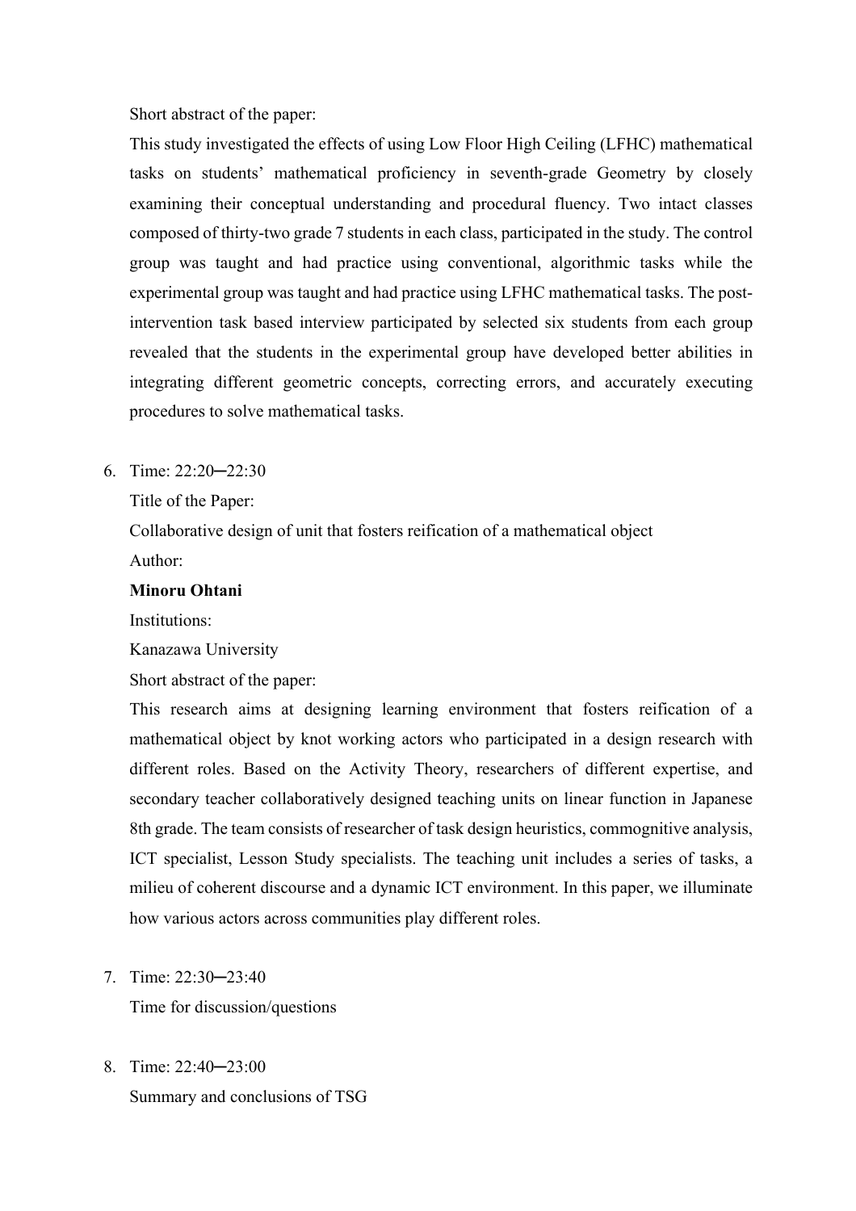Short abstract of the paper:

This study investigated the effects of using Low Floor High Ceiling (LFHC) mathematical tasks on students' mathematical proficiency in seventh-grade Geometry by closely examining their conceptual understanding and procedural fluency. Two intact classes composed of thirty-two grade 7 students in each class, participated in the study. The control group was taught and had practice using conventional, algorithmic tasks while the experimental group was taught and had practice using LFHC mathematical tasks. The post-intervention task based interview participated by selected six students from each group revealed that the students in the experimental group have developed better abilities in integrating different geometric concepts, correcting errors, and accurately executing procedures to solve mathematical tasks.

6. Time: 22:20─22:30

   Title of the Paper:

   Collaborative design of unit that fosters reification of a mathematical object

   Author:

   **Minoru Ohtani**

   Institutions:

   Kanazawa University

   Short abstract of the paper:

   This research aims at designing learning environment that fosters reification of a mathematical object by knot working actors who participated in a design research with different roles. Based on the Activity Theory, researchers of different expertise, and secondary teacher collaboratively designed teaching units on linear function in Japanese 8th grade. The team consists of researcher of task design heuristics, commognitive analysis, ICT specialist, Lesson Study specialists. The teaching unit includes a series of tasks, a milieu of coherent discourse and a dynamic ICT environment. In this paper, we illuminate how various actors across communities play different roles.

7. Time: 22:30─23:40

   Time for discussion/questions

8. Time: 22:40─23:00

   Summary and conclusions of TSG